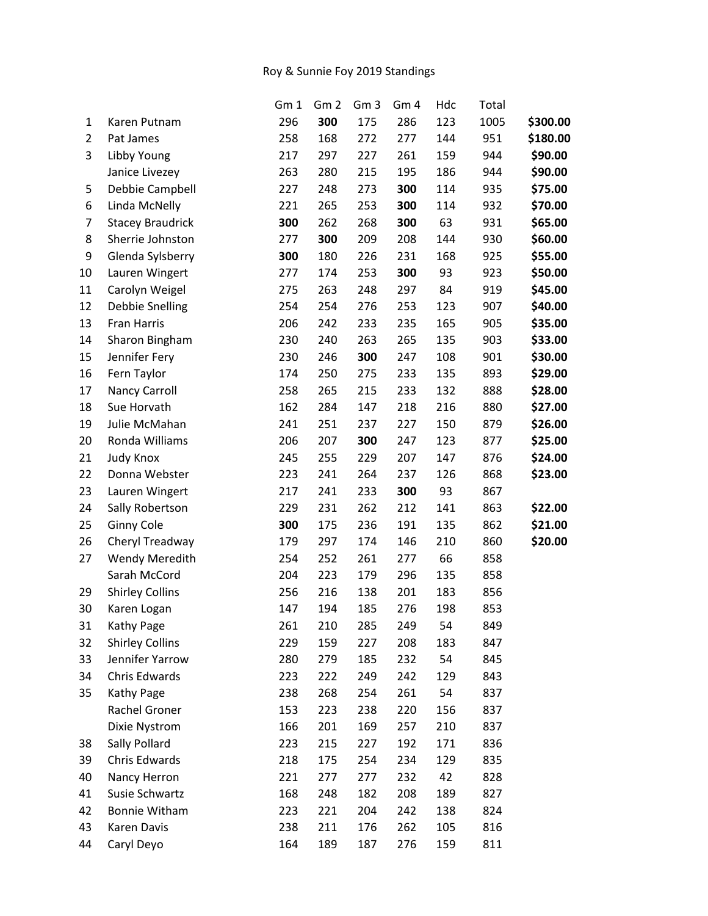# Roy & Sunnie Foy 2019 Standings

| | | Gm 1 | Gm 2 | Gm 3 | Gm 4 | Hdc | Total | |
|---|---|---|---|---|---|---|---|---|
| 1 | Karen Putnam | 296 | **300** | 175 | 286 | 123 | 1005 | **$300.00** |
| 2 | Pat James | 258 | 168 | 272 | 277 | 144 | 951 | **$180.00** |
| 3 | Libby Young | 217 | 297 | 227 | 261 | 159 | 944 | **$90.00** |
| | Janice Livezey | 263 | 280 | 215 | 195 | 186 | 944 | **$90.00** |
| 5 | Debbie Campbell | 227 | 248 | 273 | **300** | 114 | 935 | **$75.00** |
| 6 | Linda McNelly | 221 | 265 | 253 | **300** | 114 | 932 | **$70.00** |
| 7 | Stacey Braudrick | **300** | 262 | 268 | **300** | 63 | 931 | **$65.00** |
| 8 | Sherrie Johnston | 277 | **300** | 209 | 208 | 144 | 930 | **$60.00** |
| 9 | Glenda Sylsberry | **300** | 180 | 226 | 231 | 168 | 925 | **$55.00** |
| 10 | Lauren Wingert | 277 | 174 | 253 | **300** | 93 | 923 | **$50.00** |
| 11 | Carolyn Weigel | 275 | 263 | 248 | 297 | 84 | 919 | **$45.00** |
| 12 | Debbie Snelling | 254 | 254 | 276 | 253 | 123 | 907 | **$40.00** |
| 13 | Fran Harris | 206 | 242 | 233 | 235 | 165 | 905 | **$35.00** |
| 14 | Sharon Bingham | 230 | 240 | 263 | 265 | 135 | 903 | **$33.00** |
| 15 | Jennifer Fery | 230 | 246 | **300** | 247 | 108 | 901 | **$30.00** |
| 16 | Fern Taylor | 174 | 250 | 275 | 233 | 135 | 893 | **$29.00** |
| 17 | Nancy Carroll | 258 | 265 | 215 | 233 | 132 | 888 | **$28.00** |
| 18 | Sue Horvath | 162 | 284 | 147 | 218 | 216 | 880 | **$27.00** |
| 19 | Julie McMahan | 241 | 251 | 237 | 227 | 150 | 879 | **$26.00** |
| 20 | Ronda Williams | 206 | 207 | **300** | 247 | 123 | 877 | **$25.00** |
| 21 | Judy Knox | 245 | 255 | 229 | 207 | 147 | 876 | **$24.00** |
| 22 | Donna Webster | 223 | 241 | 264 | 237 | 126 | 868 | **$23.00** |
| 23 | Lauren Wingert | 217 | 241 | 233 | **300** | 93 | 867 | |
| 24 | Sally Robertson | 229 | 231 | 262 | 212 | 141 | 863 | **$22.00** |
| 25 | Ginny Cole | **300** | 175 | 236 | 191 | 135 | 862 | **$21.00** |
| 26 | Cheryl Treadway | 179 | 297 | 174 | 146 | 210 | 860 | **$20.00** |
| 27 | Wendy Meredith | 254 | 252 | 261 | 277 | 66 | 858 | |
| | Sarah McCord | 204 | 223 | 179 | 296 | 135 | 858 | |
| 29 | Shirley Collins | 256 | 216 | 138 | 201 | 183 | 856 | |
| 30 | Karen Logan | 147 | 194 | 185 | 276 | 198 | 853 | |
| 31 | Kathy Page | 261 | 210 | 285 | 249 | 54 | 849 | |
| 32 | Shirley Collins | 229 | 159 | 227 | 208 | 183 | 847 | |
| 33 | Jennifer Yarrow | 280 | 279 | 185 | 232 | 54 | 845 | |
| 34 | Chris Edwards | 223 | 222 | 249 | 242 | 129 | 843 | |
| 35 | Kathy Page | 238 | 268 | 254 | 261 | 54 | 837 | |
| | Rachel Groner | 153 | 223 | 238 | 220 | 156 | 837 | |
| | Dixie Nystrom | 166 | 201 | 169 | 257 | 210 | 837 | |
| 38 | Sally Pollard | 223 | 215 | 227 | 192 | 171 | 836 | |
| 39 | Chris Edwards | 218 | 175 | 254 | 234 | 129 | 835 | |
| 40 | Nancy Herron | 221 | 277 | 277 | 232 | 42 | 828 | |
| 41 | Susie Schwartz | 168 | 248 | 182 | 208 | 189 | 827 | |
| 42 | Bonnie Witham | 223 | 221 | 204 | 242 | 138 | 824 | |
| 43 | Karen Davis | 238 | 211 | 176 | 262 | 105 | 816 | |
| 44 | Caryl Deyo | 164 | 189 | 187 | 276 | 159 | 811 | |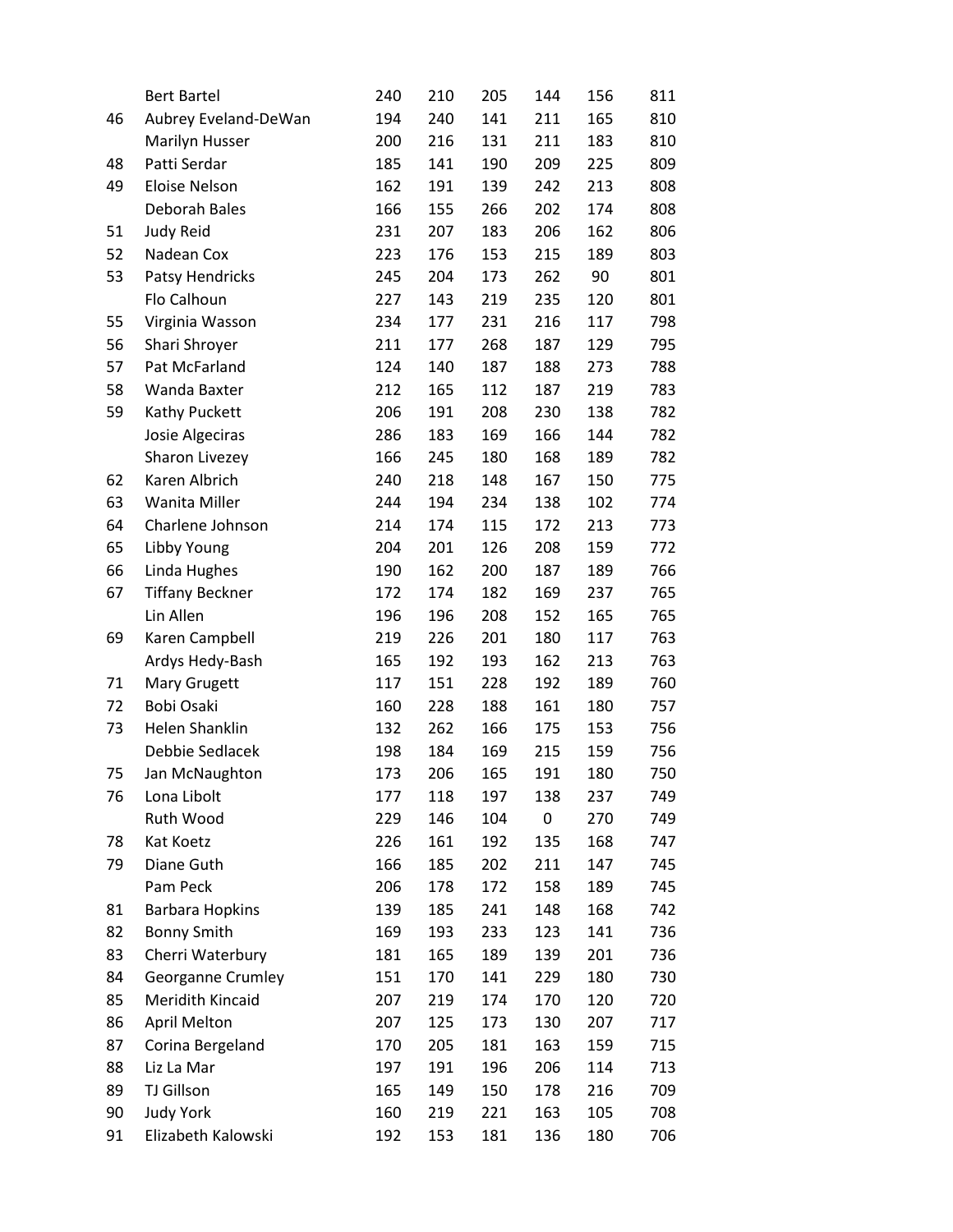|  |  |  |  |  |  |  |  |
|---|---|---|---|---|---|---|---|
|  | Bert Bartel | 240 | 210 | 205 | 144 | 156 | 811 |
| 46 | Aubrey Eveland-DeWan | 194 | 240 | 141 | 211 | 165 | 810 |
|  | Marilyn Husser | 200 | 216 | 131 | 211 | 183 | 810 |
| 48 | Patti Serdar | 185 | 141 | 190 | 209 | 225 | 809 |
| 49 | Eloise Nelson | 162 | 191 | 139 | 242 | 213 | 808 |
|  | Deborah Bales | 166 | 155 | 266 | 202 | 174 | 808 |
| 51 | Judy Reid | 231 | 207 | 183 | 206 | 162 | 806 |
| 52 | Nadean Cox | 223 | 176 | 153 | 215 | 189 | 803 |
| 53 | Patsy Hendricks | 245 | 204 | 173 | 262 | 90 | 801 |
|  | Flo Calhoun | 227 | 143 | 219 | 235 | 120 | 801 |
| 55 | Virginia Wasson | 234 | 177 | 231 | 216 | 117 | 798 |
| 56 | Shari Shroyer | 211 | 177 | 268 | 187 | 129 | 795 |
| 57 | Pat McFarland | 124 | 140 | 187 | 188 | 273 | 788 |
| 58 | Wanda Baxter | 212 | 165 | 112 | 187 | 219 | 783 |
| 59 | Kathy Puckett | 206 | 191 | 208 | 230 | 138 | 782 |
|  | Josie Algeciras | 286 | 183 | 169 | 166 | 144 | 782 |
|  | Sharon Livezey | 166 | 245 | 180 | 168 | 189 | 782 |
| 62 | Karen Albrich | 240 | 218 | 148 | 167 | 150 | 775 |
| 63 | Wanita Miller | 244 | 194 | 234 | 138 | 102 | 774 |
| 64 | Charlene Johnson | 214 | 174 | 115 | 172 | 213 | 773 |
| 65 | Libby Young | 204 | 201 | 126 | 208 | 159 | 772 |
| 66 | Linda Hughes | 190 | 162 | 200 | 187 | 189 | 766 |
| 67 | Tiffany Beckner | 172 | 174 | 182 | 169 | 237 | 765 |
|  | Lin Allen | 196 | 196 | 208 | 152 | 165 | 765 |
| 69 | Karen Campbell | 219 | 226 | 201 | 180 | 117 | 763 |
|  | Ardys Hedy-Bash | 165 | 192 | 193 | 162 | 213 | 763 |
| 71 | Mary Grugett | 117 | 151 | 228 | 192 | 189 | 760 |
| 72 | Bobi Osaki | 160 | 228 | 188 | 161 | 180 | 757 |
| 73 | Helen Shanklin | 132 | 262 | 166 | 175 | 153 | 756 |
|  | Debbie Sedlacek | 198 | 184 | 169 | 215 | 159 | 756 |
| 75 | Jan McNaughton | 173 | 206 | 165 | 191 | 180 | 750 |
| 76 | Lona Libolt | 177 | 118 | 197 | 138 | 237 | 749 |
|  | Ruth Wood | 229 | 146 | 104 | 0 | 270 | 749 |
| 78 | Kat Koetz | 226 | 161 | 192 | 135 | 168 | 747 |
| 79 | Diane Guth | 166 | 185 | 202 | 211 | 147 | 745 |
|  | Pam Peck | 206 | 178 | 172 | 158 | 189 | 745 |
| 81 | Barbara Hopkins | 139 | 185 | 241 | 148 | 168 | 742 |
| 82 | Bonny Smith | 169 | 193 | 233 | 123 | 141 | 736 |
| 83 | Cherri Waterbury | 181 | 165 | 189 | 139 | 201 | 736 |
| 84 | Georganne Crumley | 151 | 170 | 141 | 229 | 180 | 730 |
| 85 | Meridith Kincaid | 207 | 219 | 174 | 170 | 120 | 720 |
| 86 | April Melton | 207 | 125 | 173 | 130 | 207 | 717 |
| 87 | Corina Bergeland | 170 | 205 | 181 | 163 | 159 | 715 |
| 88 | Liz La Mar | 197 | 191 | 196 | 206 | 114 | 713 |
| 89 | TJ Gillson | 165 | 149 | 150 | 178 | 216 | 709 |
| 90 | Judy York | 160 | 219 | 221 | 163 | 105 | 708 |
| 91 | Elizabeth Kalowski | 192 | 153 | 181 | 136 | 180 | 706 |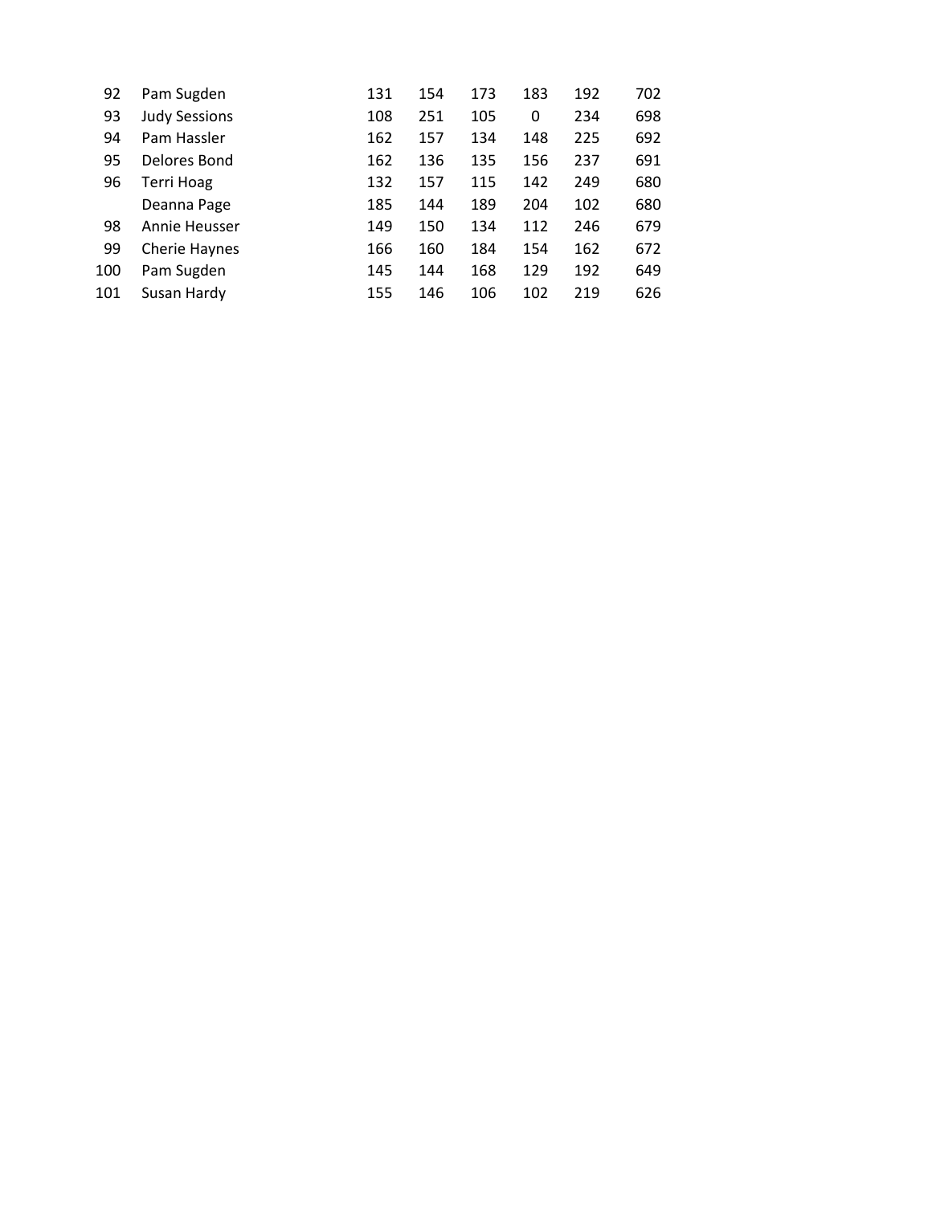| | | | | | | | |
|---|---|---|---|---|---|---|---|
| 92 | Pam Sugden | 131 | 154 | 173 | 183 | 192 | 702 |
| 93 | Judy Sessions | 108 | 251 | 105 | 0 | 234 | 698 |
| 94 | Pam Hassler | 162 | 157 | 134 | 148 | 225 | 692 |
| 95 | Delores Bond | 162 | 136 | 135 | 156 | 237 | 691 |
| 96 | Terri Hoag | 132 | 157 | 115 | 142 | 249 | 680 |
| | Deanna Page | 185 | 144 | 189 | 204 | 102 | 680 |
| 98 | Annie Heusser | 149 | 150 | 134 | 112 | 246 | 679 |
| 99 | Cherie Haynes | 166 | 160 | 184 | 154 | 162 | 672 |
| 100 | Pam Sugden | 145 | 144 | 168 | 129 | 192 | 649 |
| 101 | Susan Hardy | 155 | 146 | 106 | 102 | 219 | 626 |